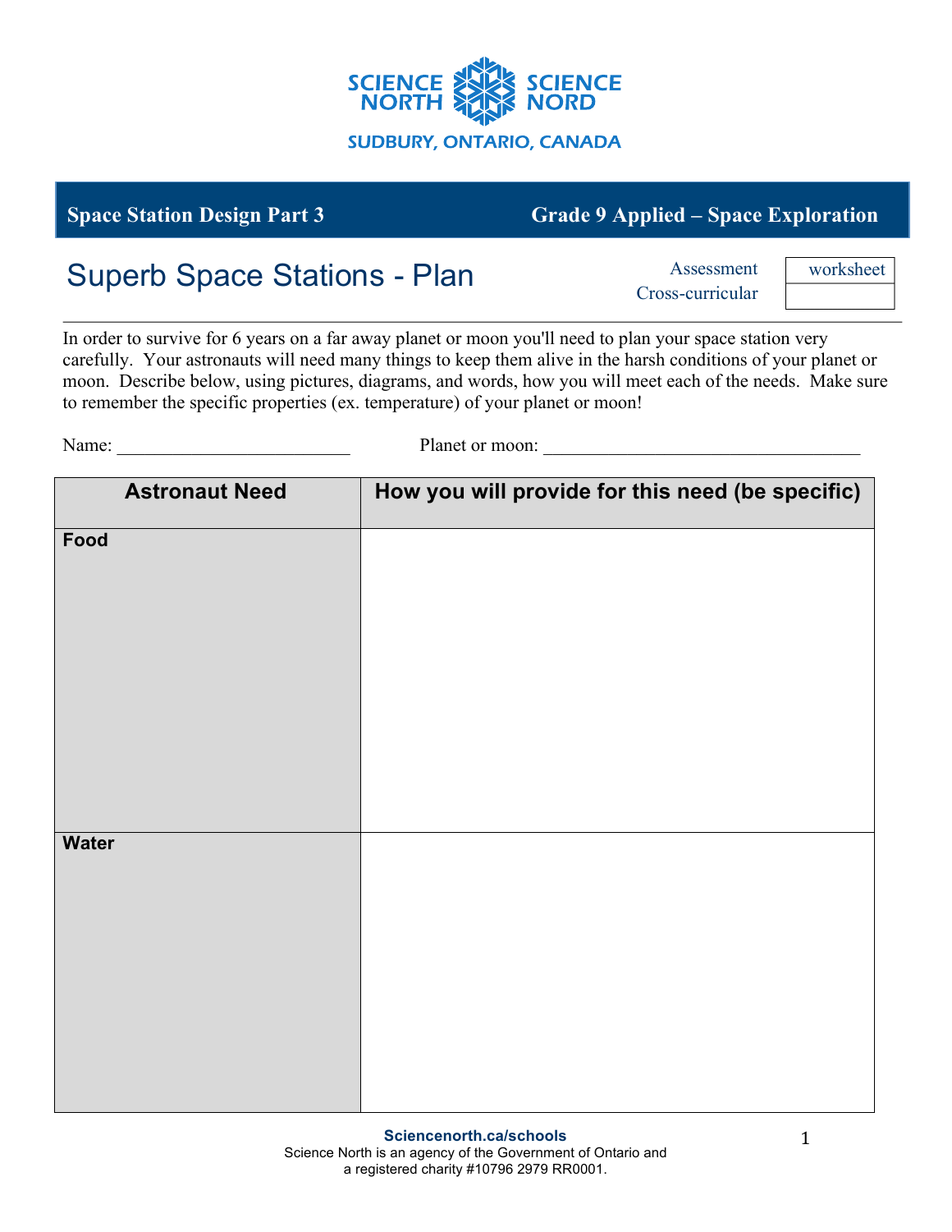SCIENCE NORTH SCIENCE NORD

SUDBURY, ONTARIO, CANADA

**Space Station Design Part 3** **Grade 9 Applied – Space Exploration**

# Superb Space Stations - Plan

| Assessment | worksheet |
|---|---|
| Cross-curricular | |

In order to survive for 6 years on a far away planet or moon you'll need to plan your space station very carefully. Your astronauts will need many things to keep them alive in the harsh conditions of your planet or moon. Describe below, using pictures, diagrams, and words, how you will meet each of the needs. Make sure to remember the specific properties (ex. temperature) of your planet or moon!

Name: _________________________ Planet or moon: __________________________________

| Astronaut Need | How you will provide for this need (be specific) |
|---|---|
| **Food** | |
| **Water** | |

**Sciencenorth.ca/schools**
Science North is an agency of the Government of Ontario and a registered charity #10796 2979 RR0001.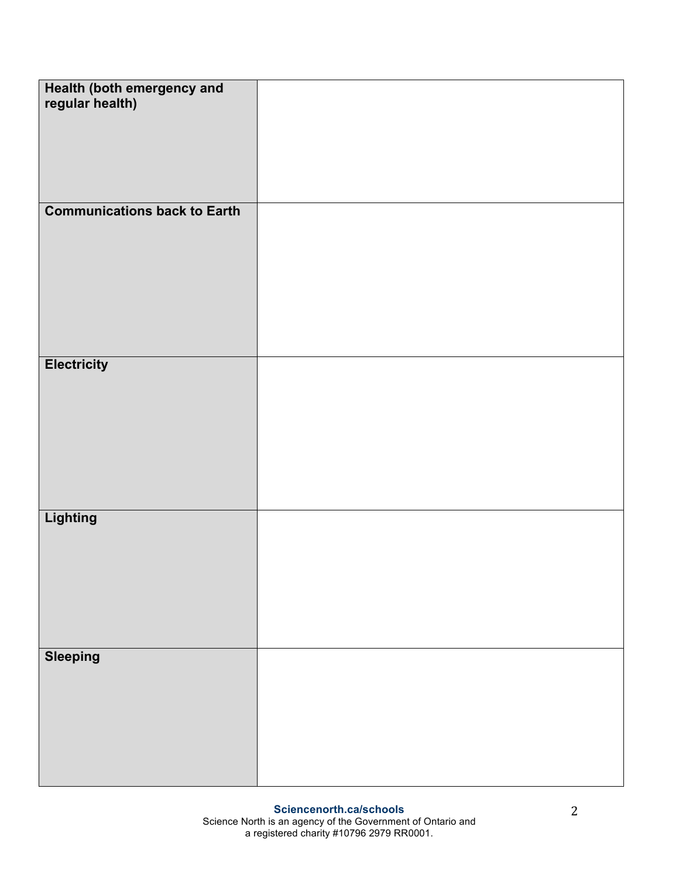| **Health (both emergency and regular health)** | |
|---|---|
| **Communications back to Earth** | |
| **Electricity** | |
| **Lighting** | |
| **Sleeping** | |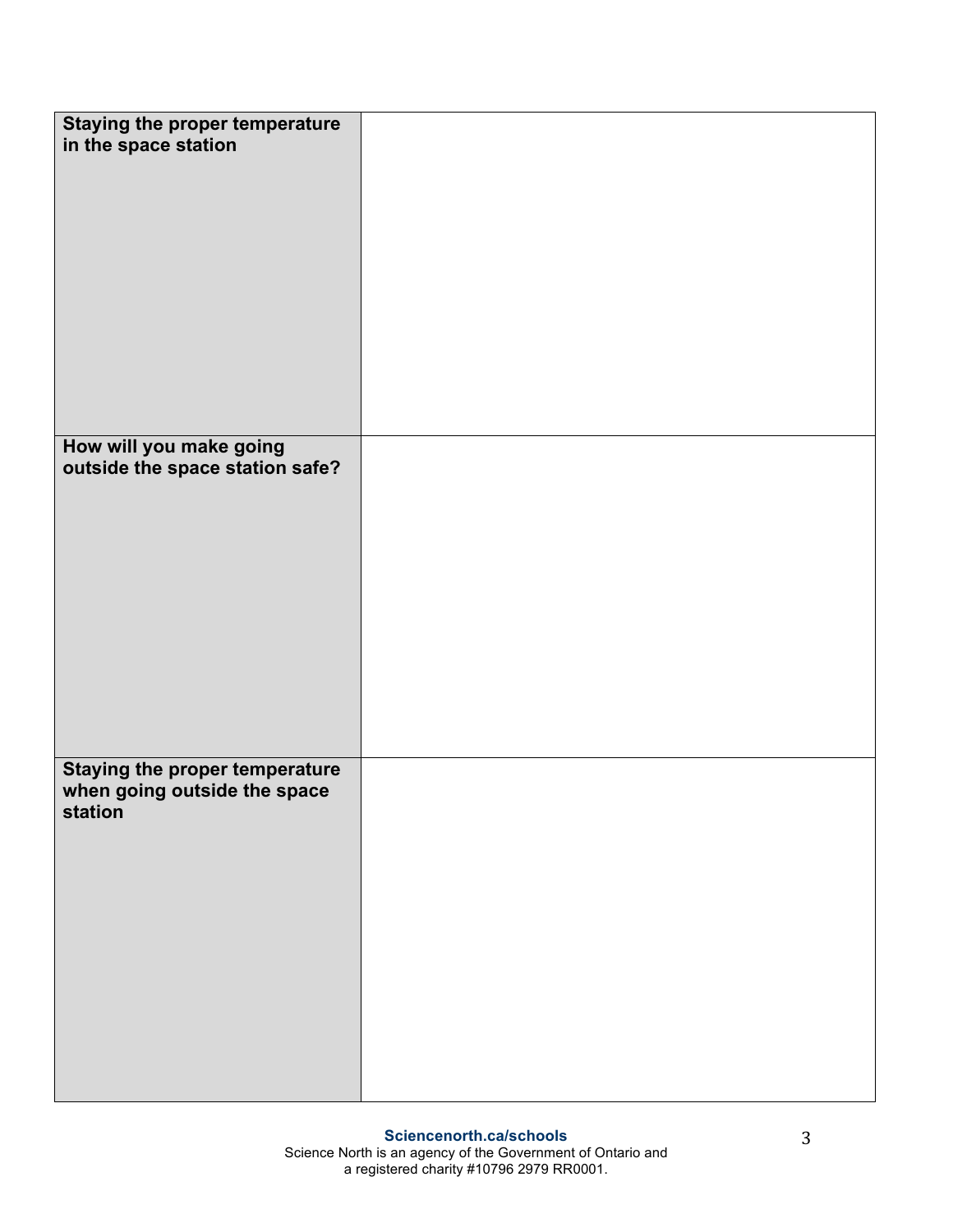| | |
|---|---|
| **Staying the proper temperature in the space station** | |
| **How will you make going outside the space station safe?** | |
| **Staying the proper temperature when going outside the space station** | |

**Sciencenorth.ca/schools**
Science North is an agency of the Government of Ontario and a registered charity #10796 2979 RR0001.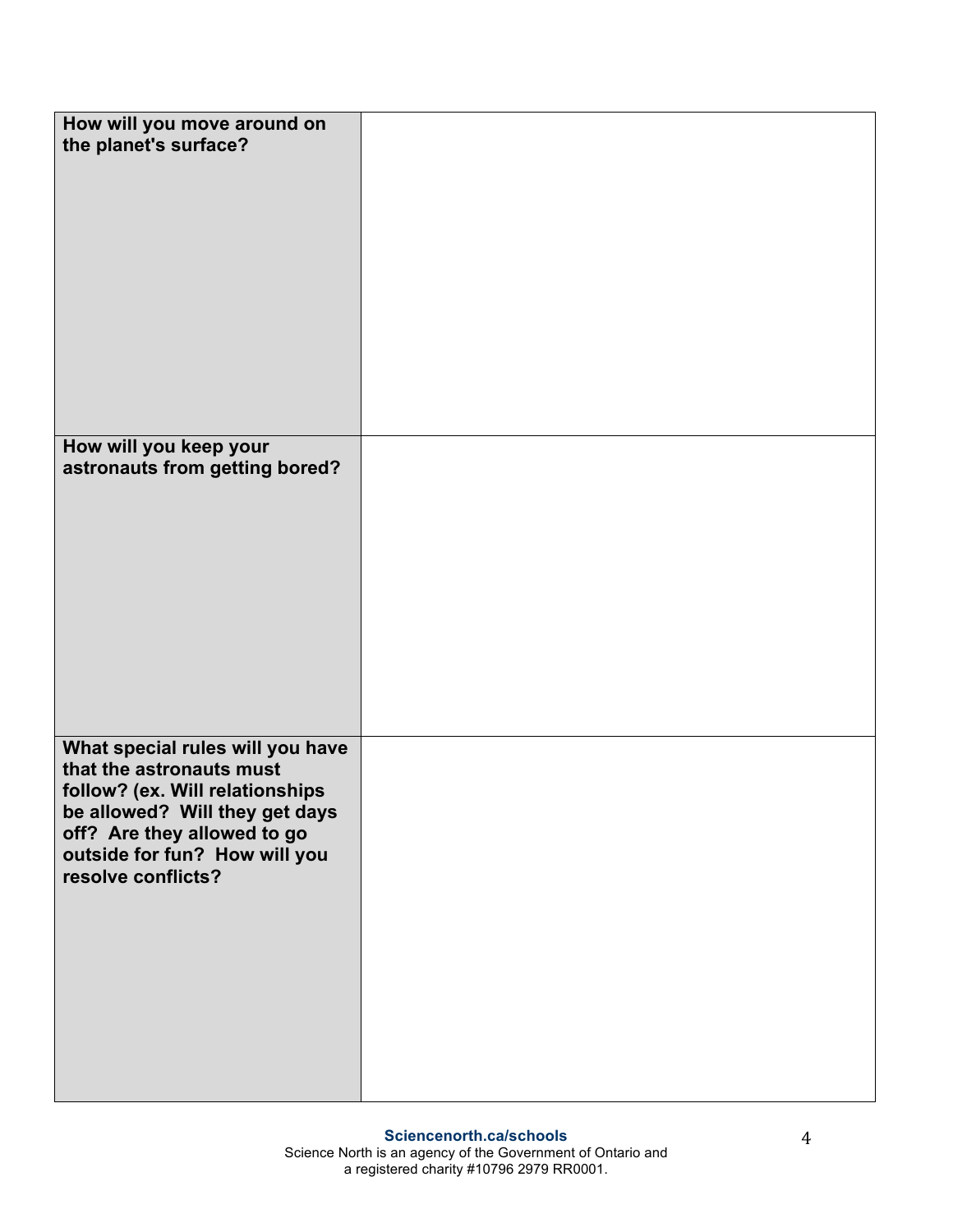| | |
|---|---|
| **How will you move around on the planet's surface?** | |
| **How will you keep your astronauts from getting bored?** | |
| **What special rules will you have that the astronauts must follow? (ex. Will relationships be allowed? Will they get days off? Are they allowed to go outside for fun? How will you resolve conflicts?** | |

**Sciencenorth.ca/schools**
Science North is an agency of the Government of Ontario and a registered charity #10796 2979 RR0001.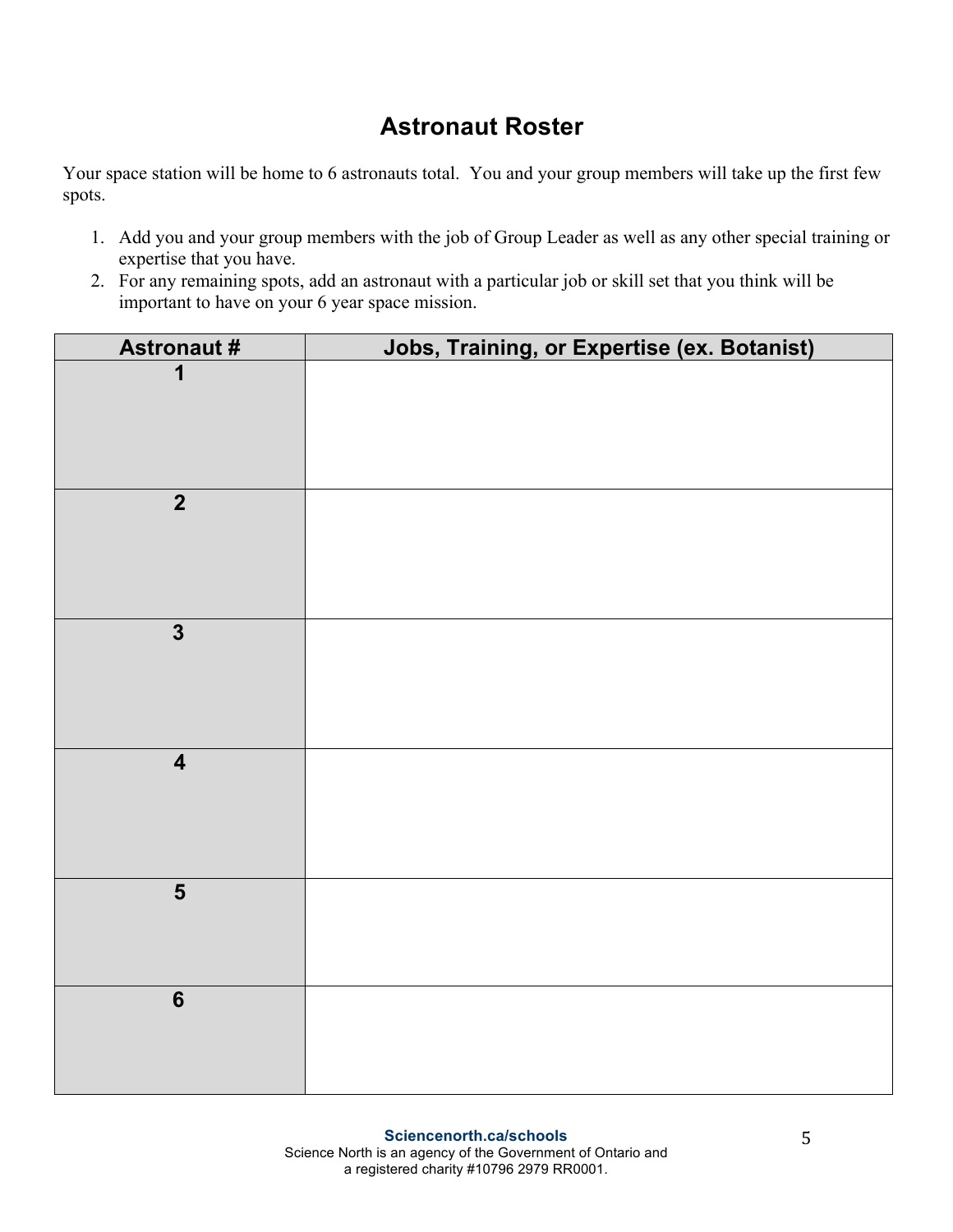# Astronaut Roster

Your space station will be home to 6 astronauts total. You and your group members will take up the first few spots.

1. Add you and your group members with the job of Group Leader as well as any other special training or expertise that you have.
2. For any remaining spots, add an astronaut with a particular job or skill set that you think will be important to have on your 6 year space mission.

| Astronaut # | Jobs, Training, or Expertise (ex. Botanist) |
|---|---|
| 1 | |
| 2 | |
| 3 | |
| 4 | |
| 5 | |
| 6 | |

**Sciencenorth.ca/schools**
Science North is an agency of the Government of Ontario and a registered charity #10796 2979 RR0001.